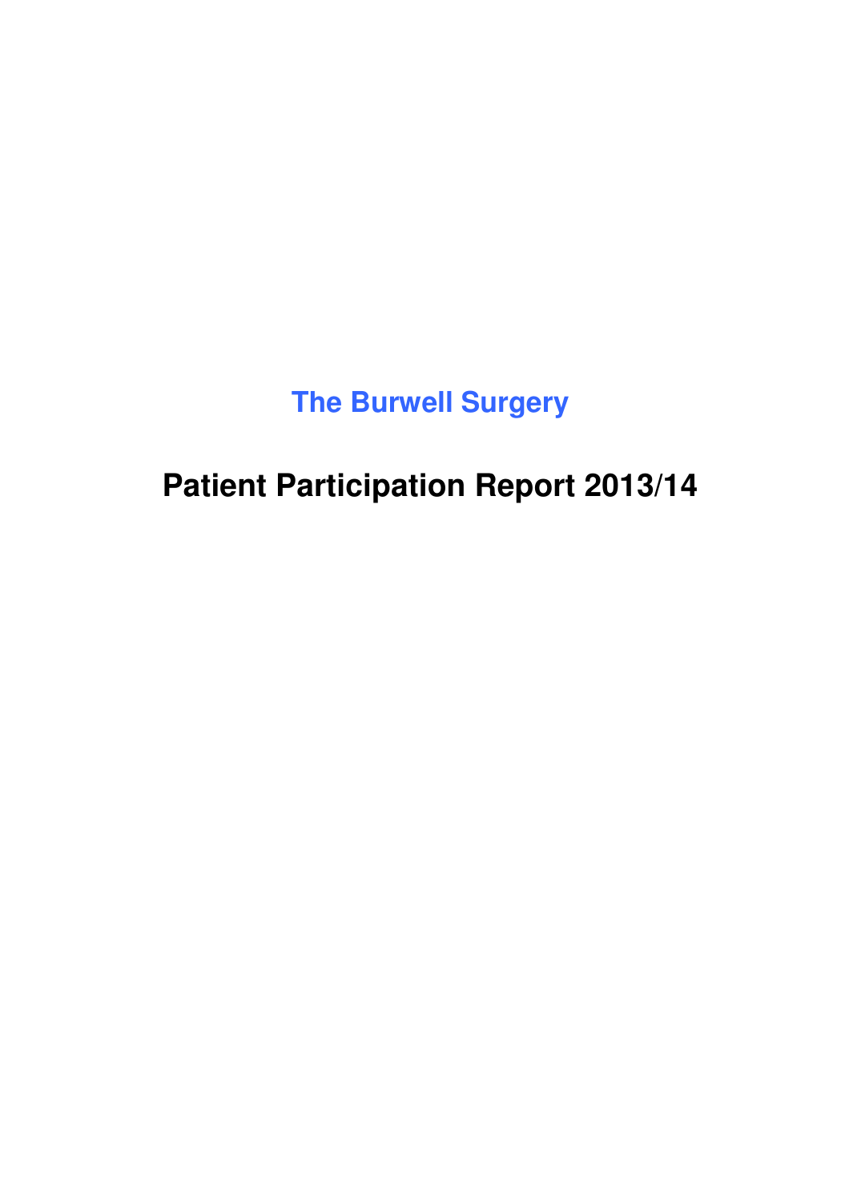## The Burwell Surgery

# Patient Participation Report 2013/14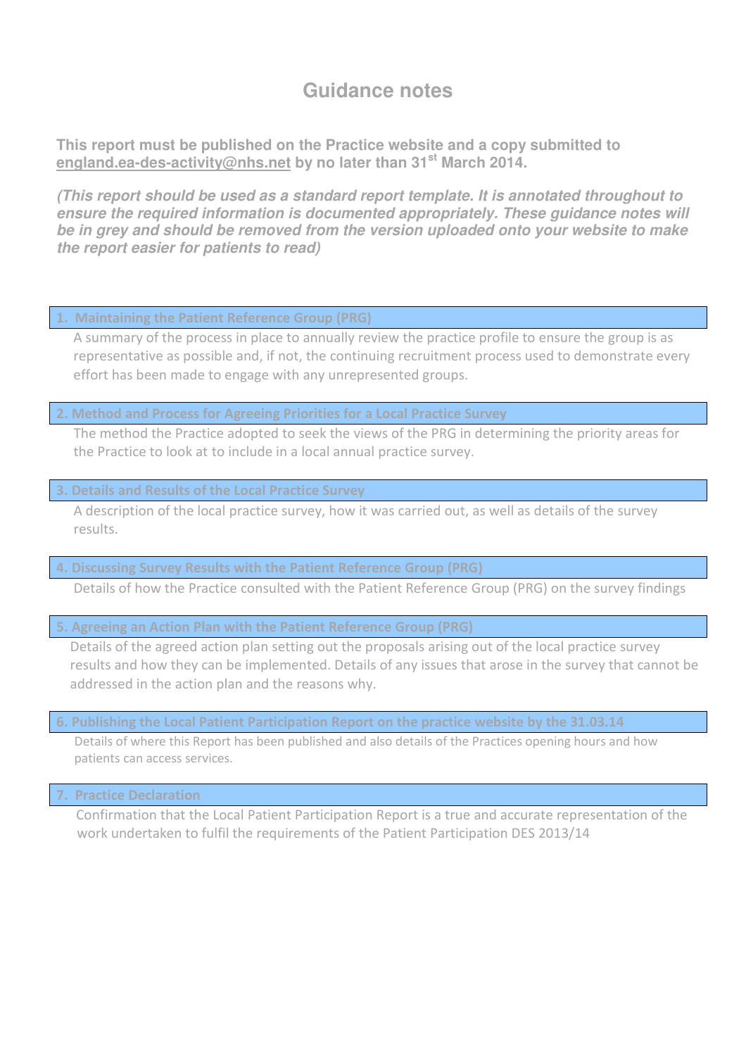# Guidance notes

**This report must be published on the Practice website and a copy submitted to england.ea-des-activity@nhs.net by no later than 31st March 2014.**

***(This report should be used as a standard report template. It is annotated throughout to ensure the required information is documented appropriately. These guidance notes will be in grey and should be removed from the version uploaded onto your website to make the report easier for patients to read)***

## 1. Maintaining the Patient Reference Group (PRG)

A summary of the process in place to annually review the practice profile to ensure the group is as representative as possible and, if not, the continuing recruitment process used to demonstrate every effort has been made to engage with any unrepresented groups.

## 2. Method and Process for Agreeing Priorities for a Local Practice Survey

The method the Practice adopted to seek the views of the PRG in determining the priority areas for the Practice to look at to include in a local annual practice survey.

## 3. Details and Results of the Local Practice Survey

A description of the local practice survey, how it was carried out, as well as details of the survey results.

## 4. Discussing Survey Results with the Patient Reference Group (PRG)

Details of how the Practice consulted with the Patient Reference Group (PRG) on the survey findings

## 5. Agreeing an Action Plan with the Patient Reference Group (PRG)

Details of the agreed action plan setting out the proposals arising out of the local practice survey results and how they can be implemented. Details of any issues that arose in the survey that cannot be addressed in the action plan and the reasons why.

## 6. Publishing the Local Patient Participation Report on the practice website by the 31.03.14

Details of where this Report has been published and also details of the Practices opening hours and how patients can access services.

## 7. Practice Declaration

Confirmation that the Local Patient Participation Report is a true and accurate representation of the work undertaken to fulfil the requirements of the Patient Participation DES 2013/14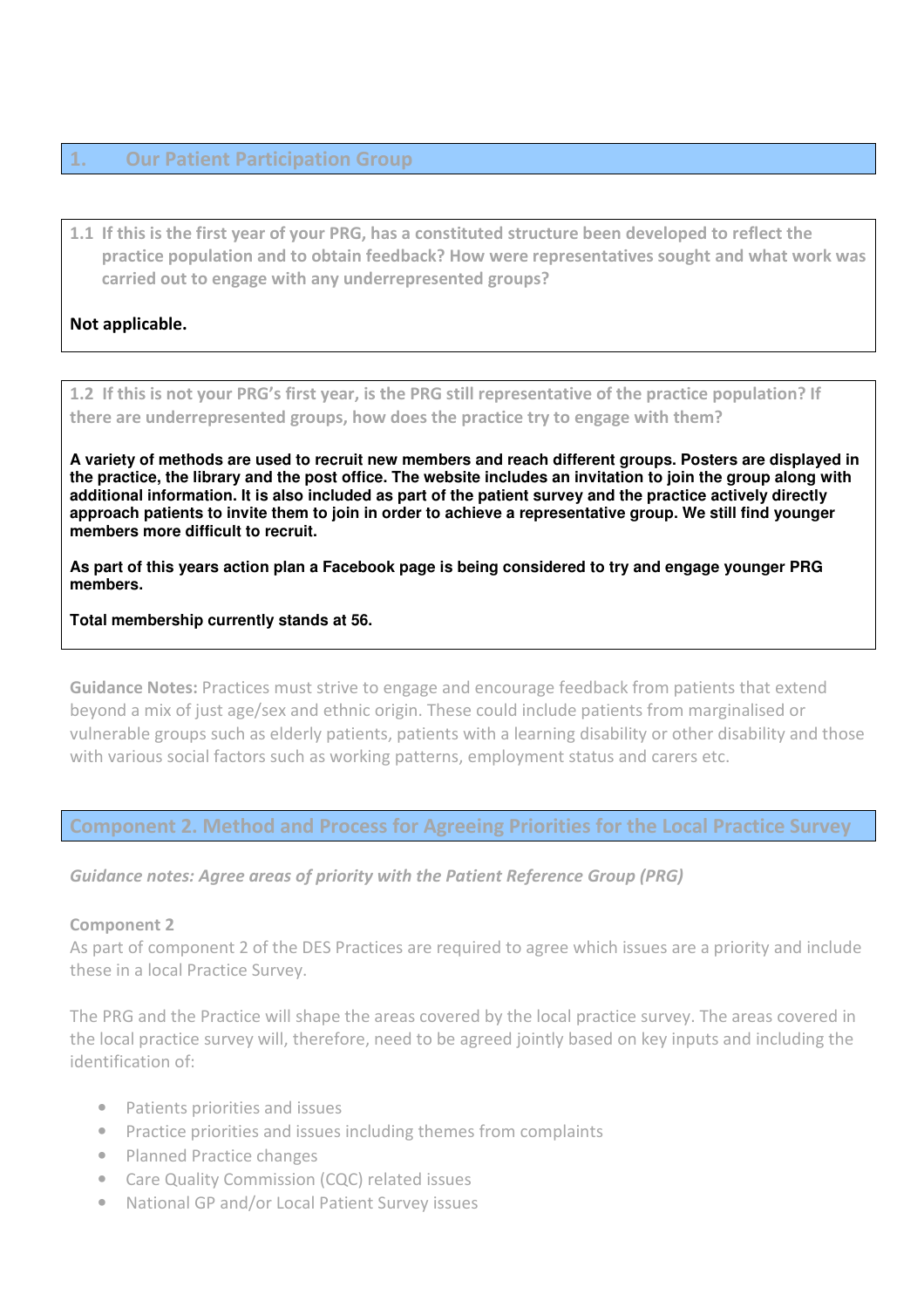## 1. Our Patient Participation Group

**1.1 If this is the first year of your PRG, has a constituted structure been developed to reflect the practice population and to obtain feedback? How were representatives sought and what work was carried out to engage with any underrepresented groups?**

**Not applicable.**

**1.2 If this is not your PRG's first year, is the PRG still representative of the practice population? If there are underrepresented groups, how does the practice try to engage with them?**

**A variety of methods are used to recruit new members and reach different groups. Posters are displayed in the practice, the library and the post office. The website includes an invitation to join the group along with additional information. It is also included as part of the patient survey and the practice actively directly approach patients to invite them to join in order to achieve a representative group. We still find younger members more difficult to recruit.**

**As part of this years action plan a Facebook page is being considered to try and engage younger PRG members.**

**Total membership currently stands at 56.**

**Guidance Notes:** Practices must strive to engage and encourage feedback from patients that extend beyond a mix of just age/sex and ethnic origin. These could include patients from marginalised or vulnerable groups such as elderly patients, patients with a learning disability or other disability and those with various social factors such as working patterns, employment status and carers etc.

## Component 2. Method and Process for Agreeing Priorities for the Local Practice Survey

*Guidance notes: Agree areas of priority with the Patient Reference Group (PRG)*

**Component 2**

As part of component 2 of the DES Practices are required to agree which issues are a priority and include these in a local Practice Survey.

The PRG and the Practice will shape the areas covered by the local practice survey. The areas covered in the local practice survey will, therefore, need to be agreed jointly based on key inputs and including the identification of:

- Patients priorities and issues
- Practice priorities and issues including themes from complaints
- Planned Practice changes
- Care Quality Commission (CQC) related issues
- National GP and/or Local Patient Survey issues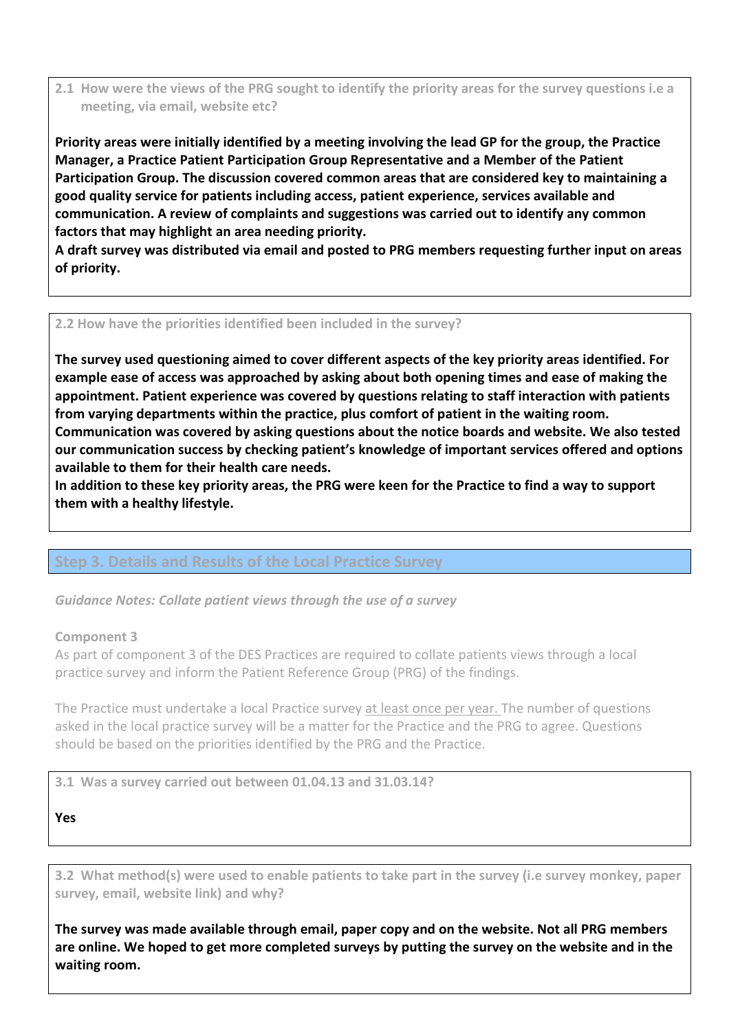**2.1 How were the views of the PRG sought to identify the priority areas for the survey questions i.e a meeting, via email, website etc?**

**Priority areas were initially identified by a meeting involving the lead GP for the group, the Practice Manager, a Practice Patient Participation Group Representative and a Member of the Patient Participation Group. The discussion covered common areas that are considered key to maintaining a good quality service for patients including access, patient experience, services available and communication. A review of complaints and suggestions was carried out to identify any common factors that may highlight an area needing priority.**

**A draft survey was distributed via email and posted to PRG members requesting further input on areas of priority.**

**2.2 How have the priorities identified been included in the survey?**

**The survey used questioning aimed to cover different aspects of the key priority areas identified. For example ease of access was approached by asking about both opening times and ease of making the appointment. Patient experience was covered by questions relating to staff interaction with patients from varying departments within the practice, plus comfort of patient in the waiting room. Communication was covered by asking questions about the notice boards and website. We also tested our communication success by checking patient's knowledge of important services offered and options available to them for their health care needs.**

**In addition to these key priority areas, the PRG were keen for the Practice to find a way to support them with a healthy lifestyle.**

## Step 3. Details and Results of the Local Practice Survey

*Guidance Notes: Collate patient views through the use of a survey*

**Component 3**

As part of component 3 of the DES Practices are required to collate patients views through a local practice survey and inform the Patient Reference Group (PRG) of the findings.

The Practice must undertake a local Practice survey at least once per year. The number of questions asked in the local practice survey will be a matter for the Practice and the PRG to agree. Questions should be based on the priorities identified by the PRG and the Practice.

**3.1 Was a survey carried out between 01.04.13 and 31.03.14?**

**Yes**

**3.2 What method(s) were used to enable patients to take part in the survey (i.e survey monkey, paper survey, email, website link) and why?**

**The survey was made available through email, paper copy and on the website. Not all PRG members are online. We hoped to get more completed surveys by putting the survey on the website and in the waiting room.**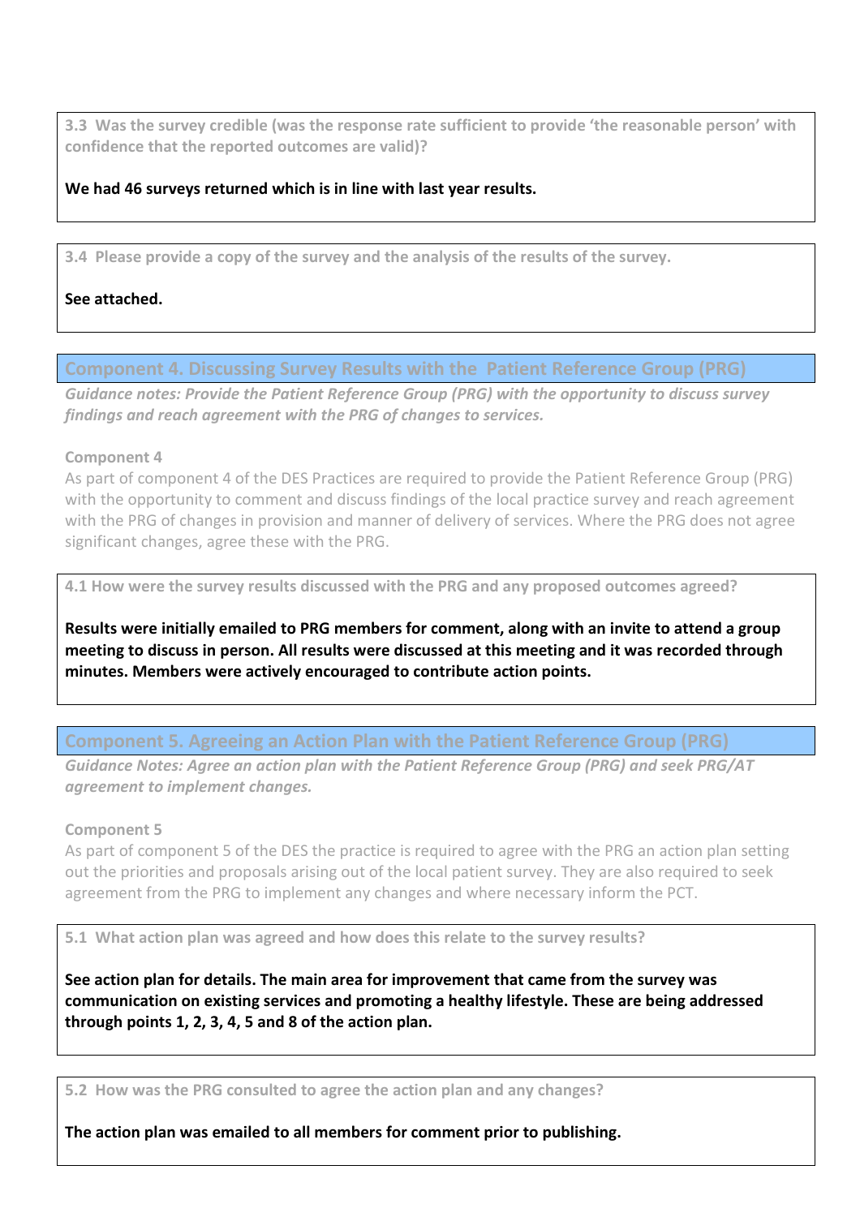**3.3 Was the survey credible (was the response rate sufficient to provide 'the reasonable person' with confidence that the reported outcomes are valid)?**

**We had 46 surveys returned which is in line with last year results.**

**3.4 Please provide a copy of the survey and the analysis of the results of the survey.**

**See attached.**

## Component 4. Discussing Survey Results with the Patient Reference Group (PRG)

***Guidance notes: Provide the Patient Reference Group (PRG) with the opportunity to discuss survey findings and reach agreement with the PRG of changes to services.***

**Component 4**

As part of component 4 of the DES Practices are required to provide the Patient Reference Group (PRG) with the opportunity to comment and discuss findings of the local practice survey and reach agreement with the PRG of changes in provision and manner of delivery of services. Where the PRG does not agree significant changes, agree these with the PRG.

**4.1 How were the survey results discussed with the PRG and any proposed outcomes agreed?**

**Results were initially emailed to PRG members for comment, along with an invite to attend a group meeting to discuss in person. All results were discussed at this meeting and it was recorded through minutes. Members were actively encouraged to contribute action points.**

## Component 5. Agreeing an Action Plan with the Patient Reference Group (PRG)

***Guidance Notes: Agree an action plan with the Patient Reference Group (PRG) and seek PRG/AT agreement to implement changes.***

**Component 5**

As part of component 5 of the DES the practice is required to agree with the PRG an action plan setting out the priorities and proposals arising out of the local patient survey. They are also required to seek agreement from the PRG to implement any changes and where necessary inform the PCT.

**5.1 What action plan was agreed and how does this relate to the survey results?**

**See action plan for details. The main area for improvement that came from the survey was communication on existing services and promoting a healthy lifestyle. These are being addressed through points 1, 2, 3, 4, 5 and 8 of the action plan.**

**5.2 How was the PRG consulted to agree the action plan and any changes?**

**The action plan was emailed to all members for comment prior to publishing.**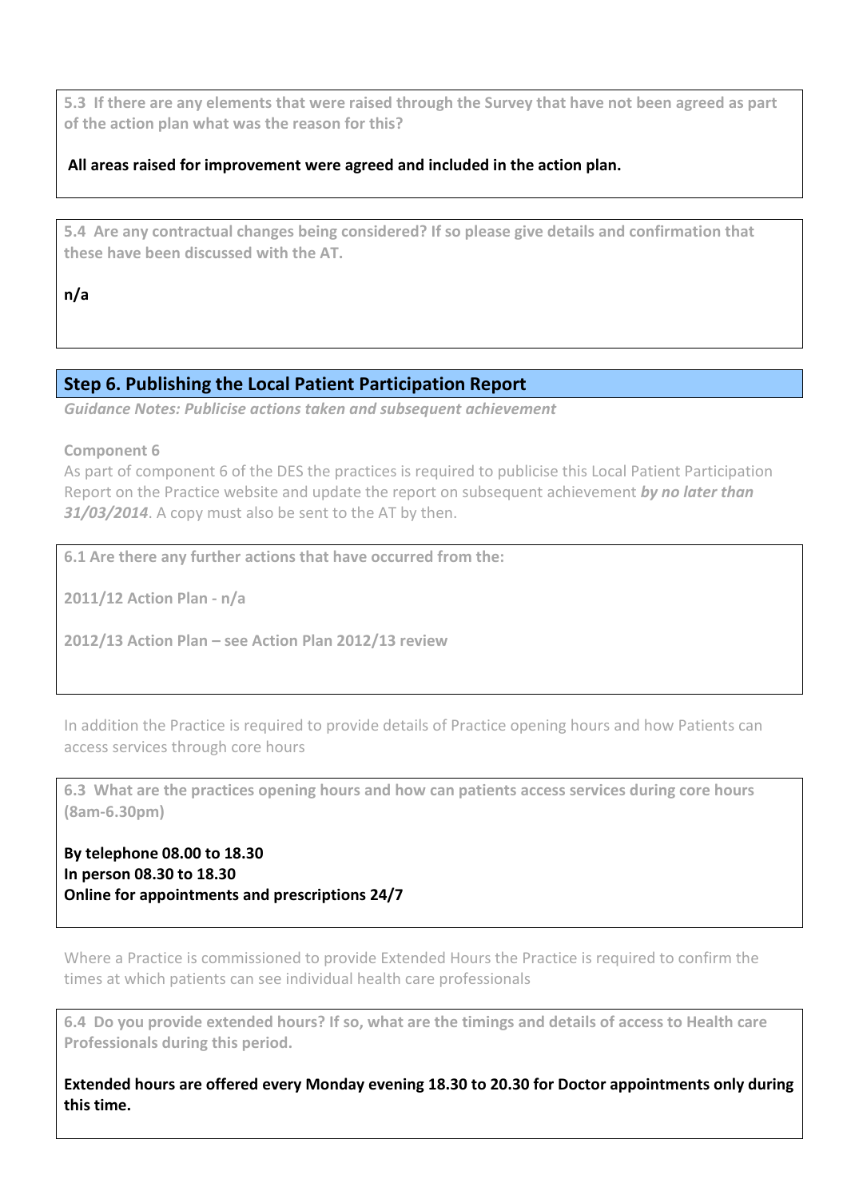**5.3 If there are any elements that were raised through the Survey that have not been agreed as part of the action plan what was the reason for this?**

**All areas raised for improvement were agreed and included in the action plan.**

**5.4 Are any contractual changes being considered? If so please give details and confirmation that these have been discussed with the AT.**

**n/a**

## Step 6. Publishing the Local Patient Participation Report

***Guidance Notes: Publicise actions taken and subsequent achievement***

**Component 6**

As part of component 6 of the DES the practices is required to publicise this Local Patient Participation Report on the Practice website and update the report on subsequent achievement ***by no later than 31/03/2014***. A copy must also be sent to the AT by then.

**6.1 Are there any further actions that have occurred from the:**

**2011/12 Action Plan - n/a**

**2012/13 Action Plan – see Action Plan 2012/13 review**

In addition the Practice is required to provide details of Practice opening hours and how Patients can access services through core hours

**6.3 What are the practices opening hours and how can patients access services during core hours (8am-6.30pm)**

**By telephone 08.00 to 18.30**
**In person 08.30 to 18.30**
**Online for appointments and prescriptions 24/7**

Where a Practice is commissioned to provide Extended Hours the Practice is required to confirm the times at which patients can see individual health care professionals

**6.4 Do you provide extended hours? If so, what are the timings and details of access to Health care Professionals during this period.**

**Extended hours are offered every Monday evening 18.30 to 20.30 for Doctor appointments only during this time.**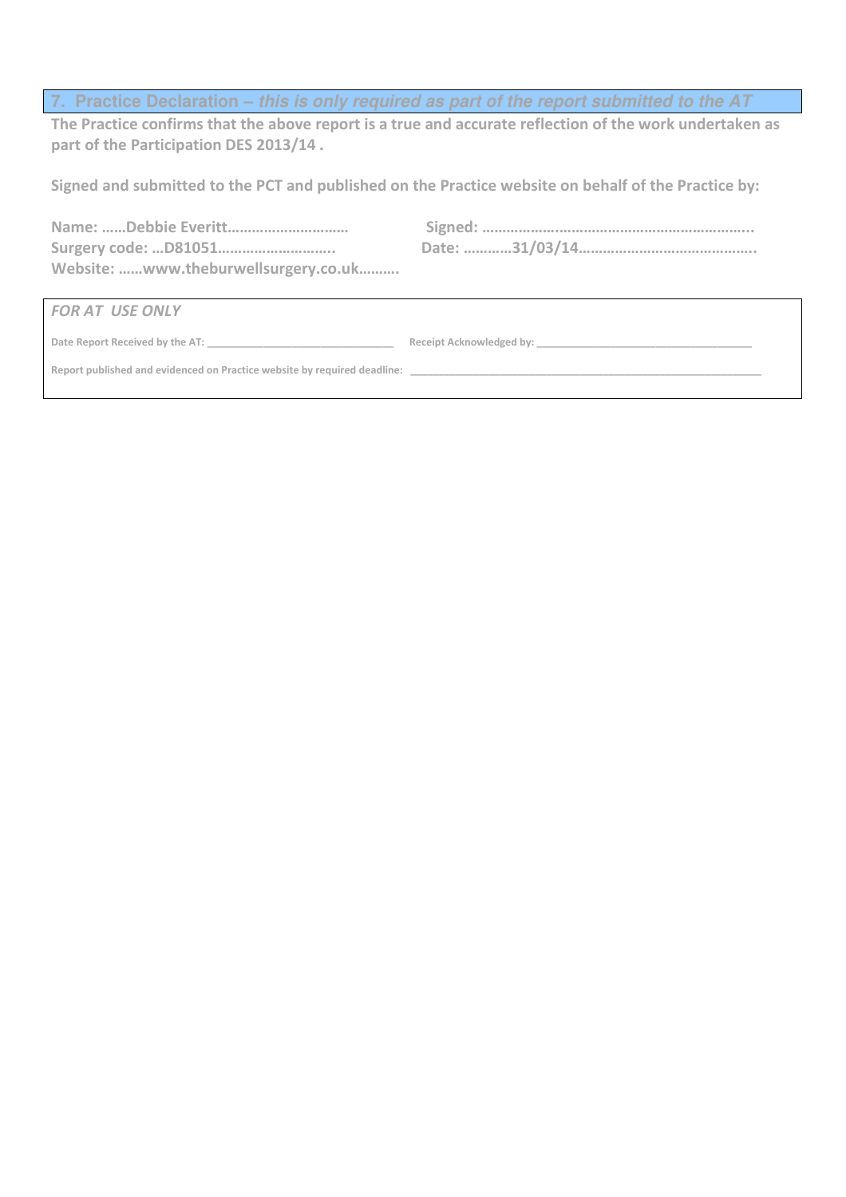## 7. Practice Declaration – *this is only required as part of the report submitted to the AT*

**The Practice confirms that the above report is a true and accurate reflection of the work undertaken as part of the Participation DES 2013/14 .**

**Signed and submitted to the PCT and published on the Practice website on behalf of the Practice by:**

**Name: ……Debbie Everitt…………………………**

**Signed: ……………..……………………………………..**

**Surgery code: …D81051………………………..**

**Date: …………31/03/14……………………………………..**

**Website: ……www.theburwellsurgery.co.uk……….**

*FOR AT USE ONLY*

Date Report Received by the AT: ______________________________

Receipt Acknowledged by: ___________________________________

Report published and evidenced on Practice website by required deadline: ____________________________________________________________